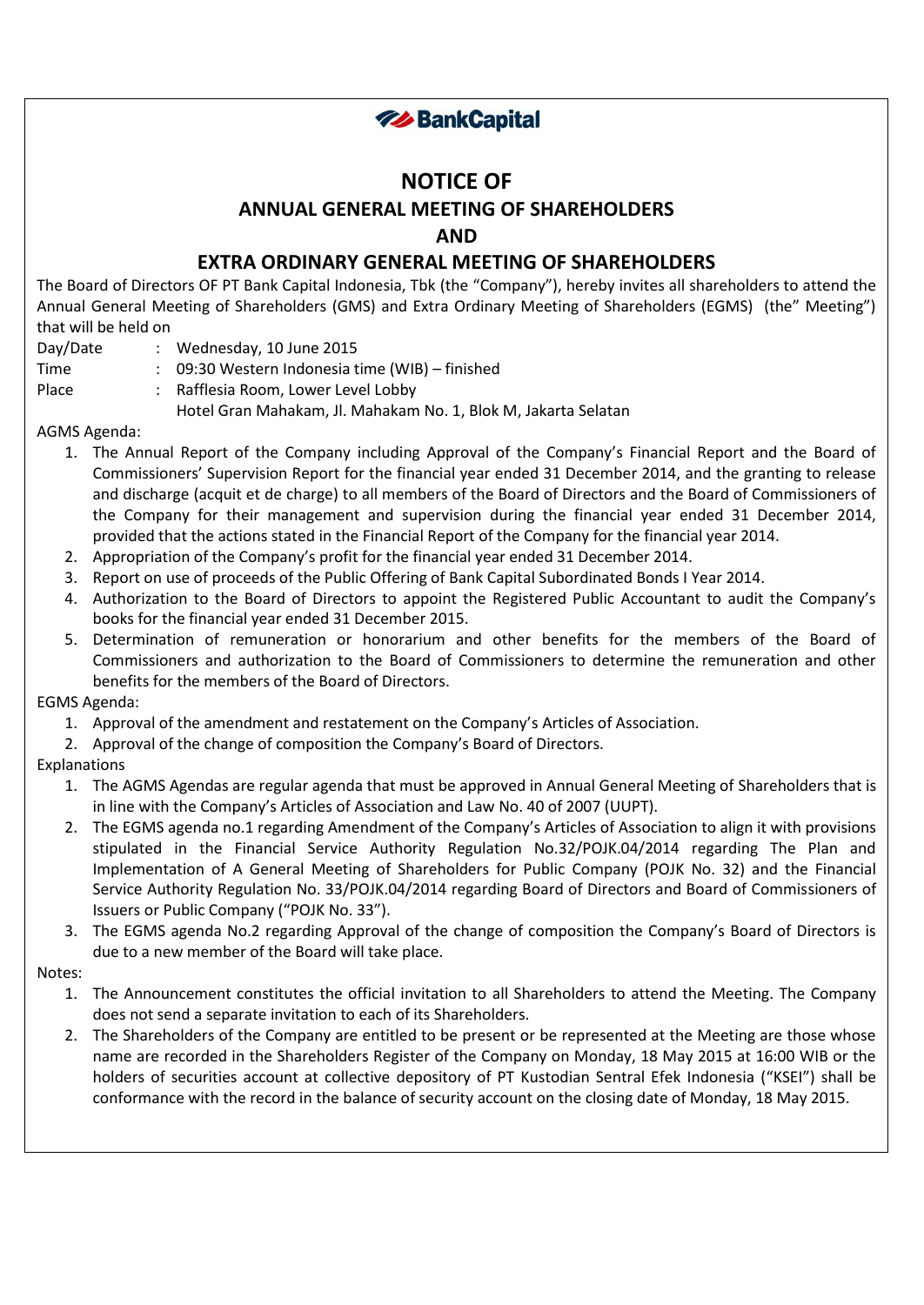**BankCapital**

# NOTICE OF

## ANNUAL GENERAL MEETING OF SHAREHOLDERS

## AND

## EXTRA ORDINARY GENERAL MEETING OF SHAREHOLDERS

The Board of Directors OF PT Bank Capital Indonesia, Tbk (the "Company"), hereby invites all shareholders to attend the Annual General Meeting of Shareholders (GMS) and Extra Ordinary Meeting of Shareholders (EGMS) (the" Meeting") that will be held on

Day/Date : Wednesday, 10 June 2015
Time : 09:30 Western Indonesia time (WIB) – finished
Place : Rafflesia Room, Lower Level Lobby
Hotel Gran Mahakam, Jl. Mahakam No. 1, Blok M, Jakarta Selatan

AGMS Agenda:

1. The Annual Report of the Company including Approval of the Company's Financial Report and the Board of Commissioners' Supervision Report for the financial year ended 31 December 2014, and the granting to release and discharge (acquit et de charge) to all members of the Board of Directors and the Board of Commissioners of the Company for their management and supervision during the financial year ended 31 December 2014, provided that the actions stated in the Financial Report of the Company for the financial year 2014.
2. Appropriation of the Company's profit for the financial year ended 31 December 2014.
3. Report on use of proceeds of the Public Offering of Bank Capital Subordinated Bonds I Year 2014.
4. Authorization to the Board of Directors to appoint the Registered Public Accountant to audit the Company's books for the financial year ended 31 December 2015.
5. Determination of remuneration or honorarium and other benefits for the members of the Board of Commissioners and authorization to the Board of Commissioners to determine the remuneration and other benefits for the members of the Board of Directors.

EGMS Agenda:

1. Approval of the amendment and restatement on the Company's Articles of Association.
2. Approval of the change of composition the Company's Board of Directors.

Explanations

1. The AGMS Agendas are regular agenda that must be approved in Annual General Meeting of Shareholders that is in line with the Company's Articles of Association and Law No. 40 of 2007 (UUPT).
2. The EGMS agenda no.1 regarding Amendment of the Company's Articles of Association to align it with provisions stipulated in the Financial Service Authority Regulation No.32/POJK.04/2014 regarding The Plan and Implementation of A General Meeting of Shareholders for Public Company (POJK No. 32) and the Financial Service Authority Regulation No. 33/POJK.04/2014 regarding Board of Directors and Board of Commissioners of Issuers or Public Company ("POJK No. 33").
3. The EGMS agenda No.2 regarding Approval of the change of composition the Company's Board of Directors is due to a new member of the Board will take place.

Notes:

1. The Announcement constitutes the official invitation to all Shareholders to attend the Meeting. The Company does not send a separate invitation to each of its Shareholders.
2. The Shareholders of the Company are entitled to be present or be represented at the Meeting are those whose name are recorded in the Shareholders Register of the Company on Monday, 18 May 2015 at 16:00 WIB or the holders of securities account at collective depository of PT Kustodian Sentral Efek Indonesia ("KSEI") shall be conformance with the record in the balance of security account on the closing date of Monday, 18 May 2015.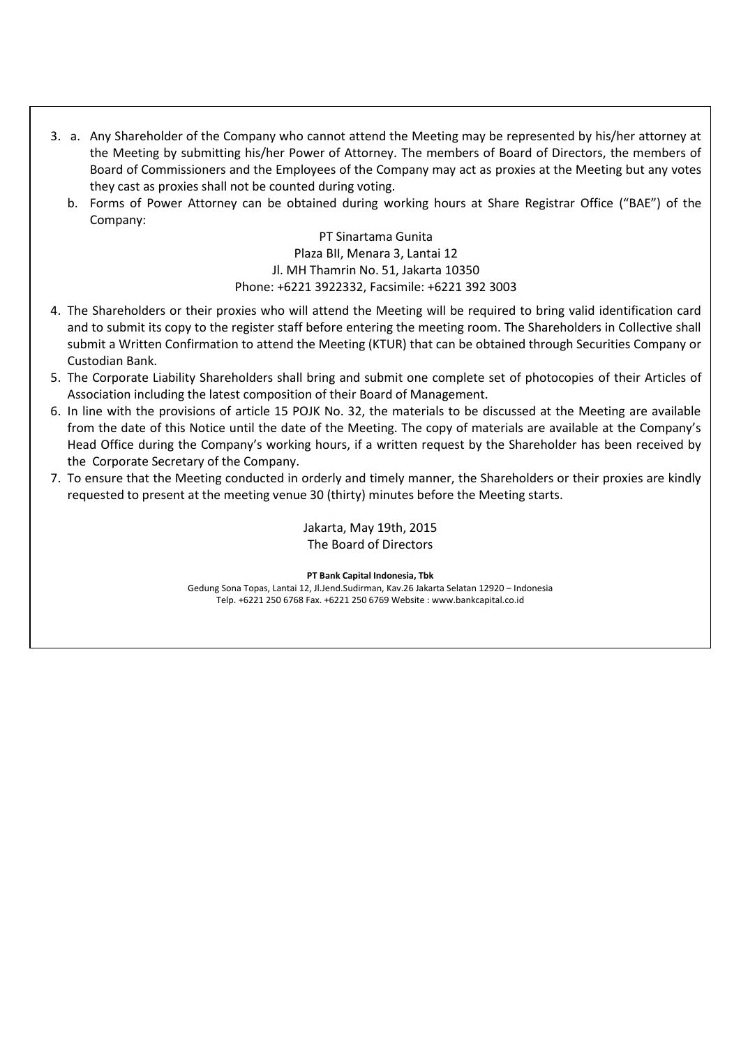3. a. Any Shareholder of the Company who cannot attend the Meeting may be represented by his/her attorney at the Meeting by submitting his/her Power of Attorney. The members of Board of Directors, the members of Board of Commissioners and the Employees of the Company may act as proxies at the Meeting but any votes they cast as proxies shall not be counted during voting.

   b. Forms of Power Attorney can be obtained during working hours at Share Registrar Office ("BAE") of the Company:

   PT Sinartama Gunita
   Plaza BII, Menara 3, Lantai 12
   Jl. MH Thamrin No. 51, Jakarta 10350
   Phone: +6221 3922332, Facsimile: +6221 392 3003

4. The Shareholders or their proxies who will attend the Meeting will be required to bring valid identification card and to submit its copy to the register staff before entering the meeting room. The Shareholders in Collective shall submit a Written Confirmation to attend the Meeting (KTUR) that can be obtained through Securities Company or Custodian Bank.
5. The Corporate Liability Shareholders shall bring and submit one complete set of photocopies of their Articles of Association including the latest composition of their Board of Management.
6. In line with the provisions of article 15 POJK No. 32, the materials to be discussed at the Meeting are available from the date of this Notice until the date of the Meeting. The copy of materials are available at the Company's Head Office during the Company's working hours, if a written request by the Shareholder has been received by the Corporate Secretary of the Company.
7. To ensure that the Meeting conducted in orderly and timely manner, the Shareholders or their proxies are kindly requested to present at the meeting venue 30 (thirty) minutes before the Meeting starts.

Jakarta, May 19th, 2015
The Board of Directors

**PT Bank Capital Indonesia, Tbk**
Gedung Sona Topas, Lantai 12, Jl.Jend.Sudirman, Kav.26 Jakarta Selatan 12920 – Indonesia
Telp. +6221 250 6768 Fax. +6221 250 6769 Website : www.bankcapital.co.id